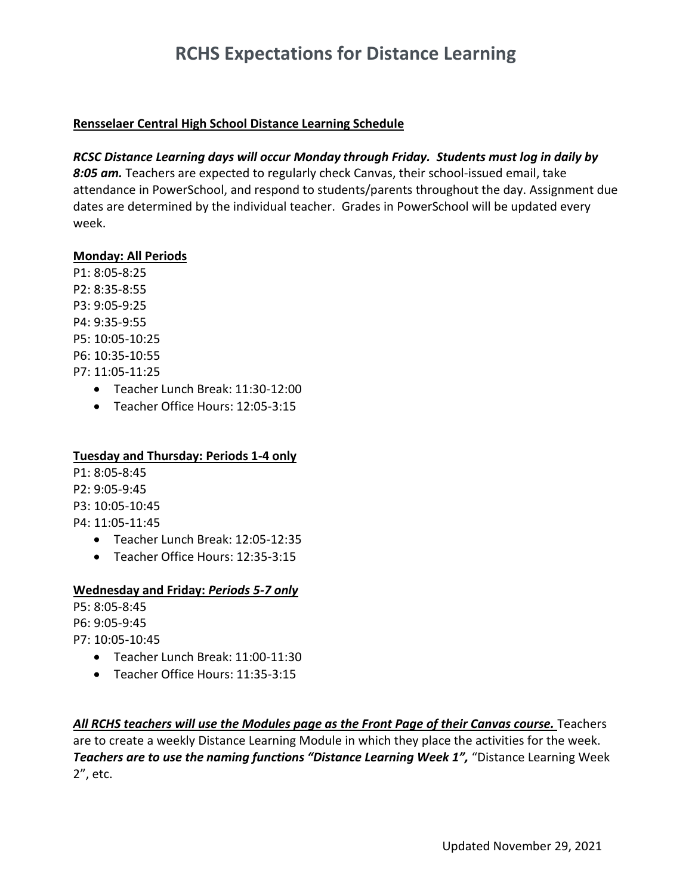# RCHS Expectations for Distance Learning

**Rensselaer Central High School Distance Learning Schedule**

***RCSC Distance Learning days will occur Monday through Friday. Students must log in daily by 8:05 am.*** Teachers are expected to regularly check Canvas, their school-issued email, take attendance in PowerSchool, and respond to students/parents throughout the day. Assignment due dates are determined by the individual teacher. Grades in PowerSchool will be updated every week.

**Monday: All Periods**

P1: 8:05-8:25
P2: 8:35-8:55
P3: 9:05-9:25
P4: 9:35-9:55
P5: 10:05-10:25
P6: 10:35-10:55
P7: 11:05-11:25

- Teacher Lunch Break: 11:30-12:00
- Teacher Office Hours: 12:05-3:15

**Tuesday and Thursday: Periods 1-4 only**

P1: 8:05-8:45
P2: 9:05-9:45
P3: 10:05-10:45
P4: 11:05-11:45

- Teacher Lunch Break: 12:05-12:35
- Teacher Office Hours: 12:35-3:15

**Wednesday and Friday: *Periods 5-7 only***

P5: 8:05-8:45
P6: 9:05-9:45
P7: 10:05-10:45

- Teacher Lunch Break: 11:00-11:30
- Teacher Office Hours: 11:35-3:15

***All RCHS teachers will use the Modules page as the Front Page of their Canvas course.*** Teachers are to create a weekly Distance Learning Module in which they place the activities for the week. ***Teachers are to use the naming functions "Distance Learning Week 1",*** "Distance Learning Week 2", etc.

Updated November 29, 2021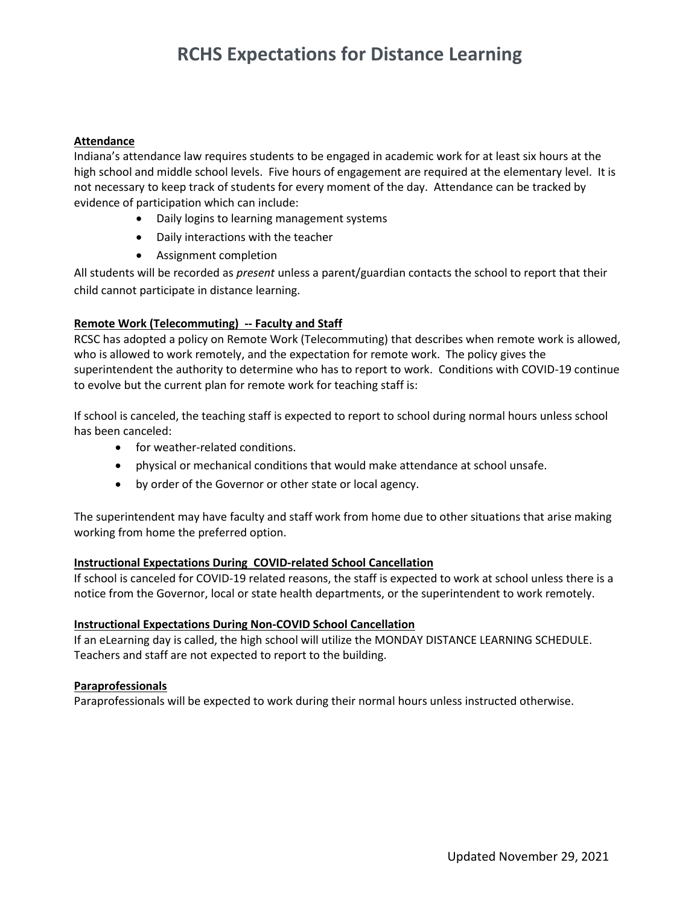# RCHS Expectations for Distance Learning

**Attendance**

Indiana's attendance law requires students to be engaged in academic work for at least six hours at the high school and middle school levels. Five hours of engagement are required at the elementary level. It is not necessary to keep track of students for every moment of the day. Attendance can be tracked by evidence of participation which can include:

- Daily logins to learning management systems
- Daily interactions with the teacher
- Assignment completion

All students will be recorded as *present* unless a parent/guardian contacts the school to report that their child cannot participate in distance learning.

**Remote Work (Telecommuting) -- Faculty and Staff**

RCSC has adopted a policy on Remote Work (Telecommuting) that describes when remote work is allowed, who is allowed to work remotely, and the expectation for remote work. The policy gives the superintendent the authority to determine who has to report to work. Conditions with COVID-19 continue to evolve but the current plan for remote work for teaching staff is:

If school is canceled, the teaching staff is expected to report to school during normal hours unless school has been canceled:

- for weather-related conditions.
- physical or mechanical conditions that would make attendance at school unsafe.
- by order of the Governor or other state or local agency.

The superintendent may have faculty and staff work from home due to other situations that arise making working from home the preferred option.

**Instructional Expectations During COVID-related School Cancellation**

If school is canceled for COVID-19 related reasons, the staff is expected to work at school unless there is a notice from the Governor, local or state health departments, or the superintendent to work remotely.

**Instructional Expectations During Non-COVID School Cancellation**

If an eLearning day is called, the high school will utilize the MONDAY DISTANCE LEARNING SCHEDULE. Teachers and staff are not expected to report to the building.

**Paraprofessionals**

Paraprofessionals will be expected to work during their normal hours unless instructed otherwise.

Updated November 29, 2021